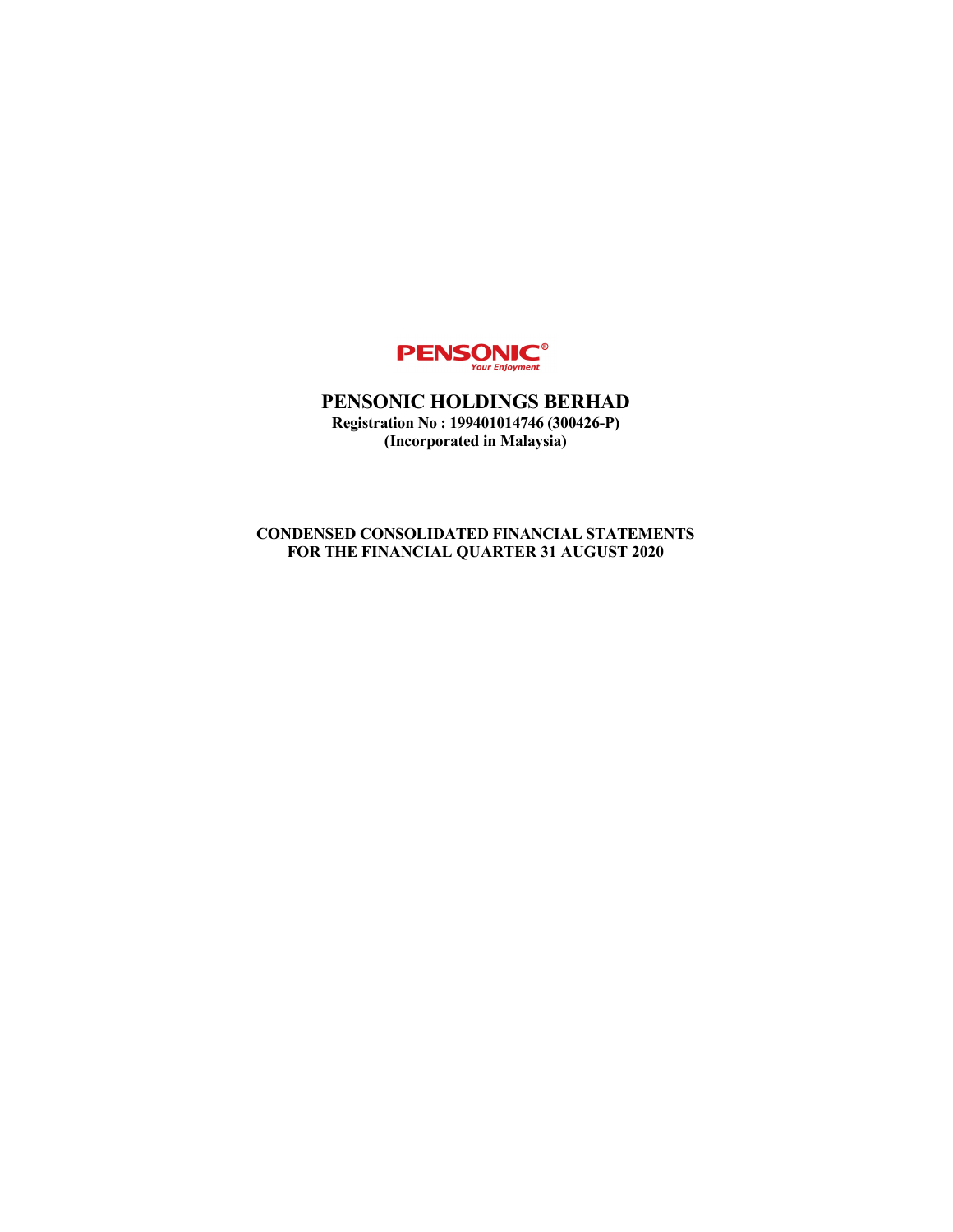PENSONIC®
*Your Enjoyment*

# PENSONIC HOLDINGS BERHAD

**Registration No : 199401014746 (300426-P)**
**(Incorporated in Malaysia)**

**CONDENSED CONSOLIDATED FINANCIAL STATEMENTS**
**FOR THE FINANCIAL QUARTER 31 AUGUST 2020**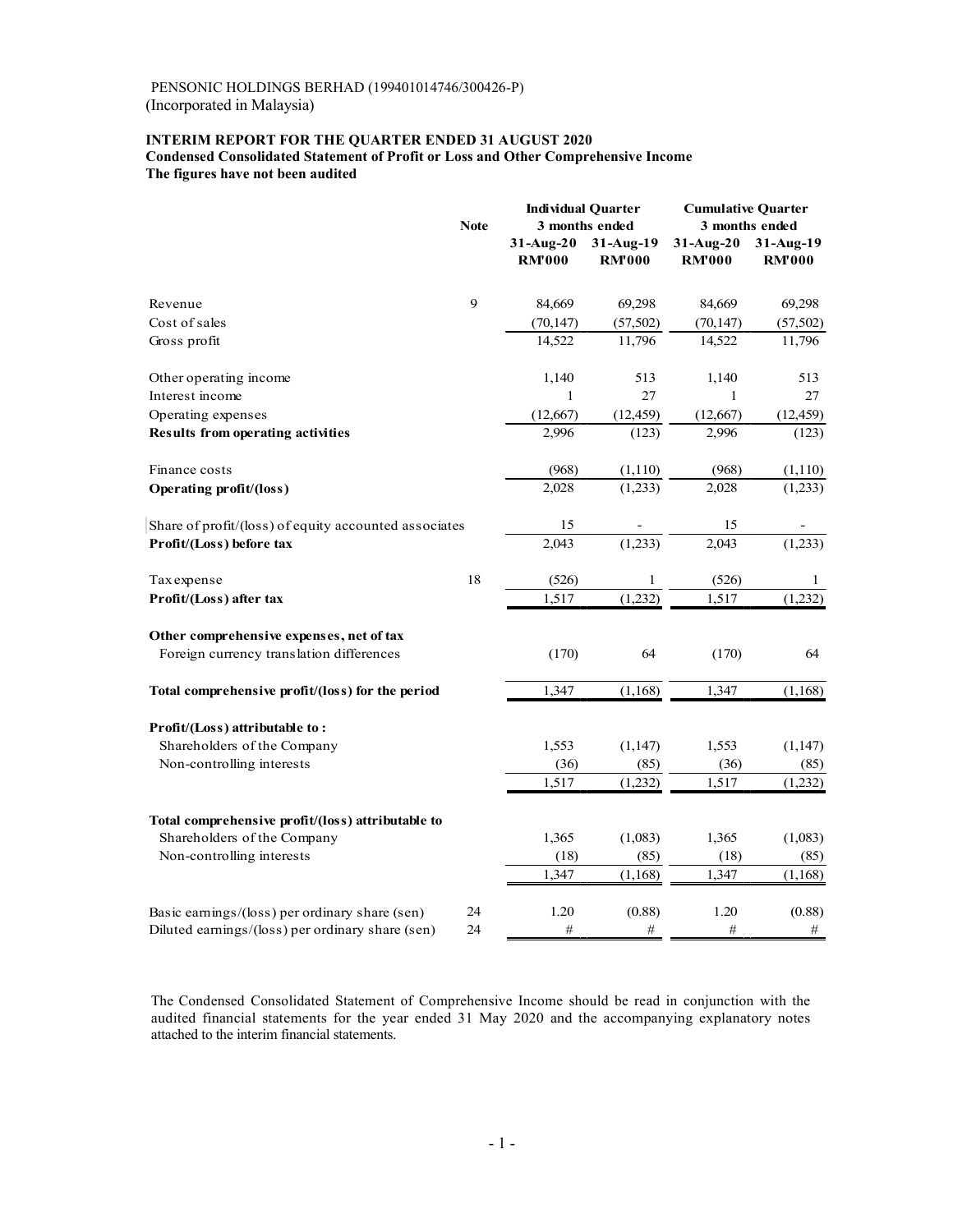PENSONIC HOLDINGS BERHAD (199401014746/300426-P)
(Incorporated in Malaysia)

**INTERIM REPORT FOR THE QUARTER ENDED 31 AUGUST 2020**
**Condensed Consolidated Statement of Profit or Loss and Other Comprehensive Income**
**The figures have not been audited**

| | Note | Individual Quarter 3 months ended | | Cumulative Quarter 3 months ended | |
|---|---|---|---|---|---|
| | | 31-Aug-20 RM'000 | 31-Aug-19 RM'000 | 31-Aug-20 RM'000 | 31-Aug-19 RM'000 |
| Revenue | 9 | 84,669 | 69,298 | 84,669 | 69,298 |
| Cost of sales | | (70,147) | (57,502) | (70,147) | (57,502) |
| Gross profit | | 14,522 | 11,796 | 14,522 | 11,796 |
| Other operating income | | 1,140 | 513 | 1,140 | 513 |
| Interest income | | 1 | 27 | 1 | 27 |
| Operating expenses | | (12,667) | (12,459) | (12,667) | (12,459) |
| **Results from operating activities** | | 2,996 | (123) | 2,996 | (123) |
| Finance costs | | (968) | (1,110) | (968) | (1,110) |
| **Operating profit/(loss)** | | 2,028 | (1,233) | 2,028 | (1,233) |
| Share of profit/(loss) of equity accounted associates | | 15 | - | 15 | - |
| **Profit/(Loss) before tax** | | 2,043 | (1,233) | 2,043 | (1,233) |
| Tax expense | 18 | (526) | 1 | (526) | 1 |
| **Profit/(Loss) after tax** | | 1,517 | (1,232) | 1,517 | (1,232) |
| **Other comprehensive expenses, net of tax** | | | | | |
| Foreign currency translation differences | | (170) | 64 | (170) | 64 |
| **Total comprehensive profit/(loss) for the period** | | 1,347 | (1,168) | 1,347 | (1,168) |
| **Profit/(Loss) attributable to :** | | | | | |
| Shareholders of the Company | | 1,553 | (1,147) | 1,553 | (1,147) |
| Non-controlling interests | | (36) | (85) | (36) | (85) |
| | | 1,517 | (1,232) | 1,517 | (1,232) |
| **Total comprehensive profit/(loss) attributable to** | | | | | |
| Shareholders of the Company | | 1,365 | (1,083) | 1,365 | (1,083) |
| Non-controlling interests | | (18) | (85) | (18) | (85) |
| | | 1,347 | (1,168) | 1,347 | (1,168) |
| Basic earnings/(loss) per ordinary share (sen) | 24 | 1.20 | (0.88) | 1.20 | (0.88) |
| Diluted earnings/(loss) per ordinary share (sen) | 24 | # | # | # | # |

The Condensed Consolidated Statement of Comprehensive Income should be read in conjunction with the audited financial statements for the year ended 31 May 2020 and the accompanying explanatory notes attached to the interim financial statements.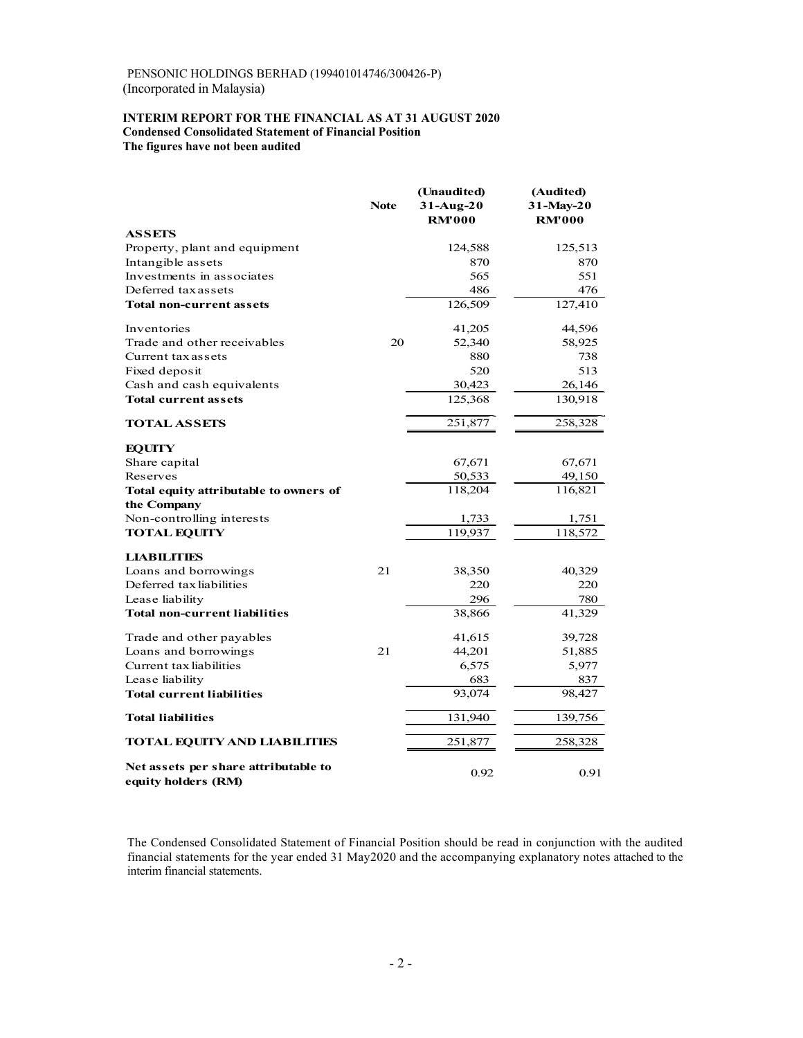PENSONIC HOLDINGS BERHAD (199401014746/300426-P)
(Incorporated in Malaysia)

**INTERIM REPORT FOR THE FINANCIAL AS AT 31 AUGUST 2020**
**Condensed Consolidated Statement of Financial Position**
**The figures have not been audited**

| | Note | (Unaudited) 31-Aug-20 RM'000 | (Audited) 31-May-20 RM'000 |
|---|---|---|---|
| **ASSETS** | | | |
| Property, plant and equipment | | 124,588 | 125,513 |
| Intangible assets | | 870 | 870 |
| Investments in associates | | 565 | 551 |
| Deferred tax assets | | 486 | 476 |
| **Total non-current assets** | | 126,509 | 127,410 |
| Inventories | | 41,205 | 44,596 |
| Trade and other receivables | 20 | 52,340 | 58,925 |
| Current tax assets | | 880 | 738 |
| Fixed deposit | | 520 | 513 |
| Cash and cash equivalents | | 30,423 | 26,146 |
| **Total current assets** | | 125,368 | 130,918 |
| **TOTAL ASSETS** | | 251,877 | 258,328 |
| **EQUITY** | | | |
| Share capital | | 67,671 | 67,671 |
| Reserves | | 50,533 | 49,150 |
| **Total equity attributable to owners of the Company** | | 118,204 | 116,821 |
| Non-controlling interests | | 1,733 | 1,751 |
| **TOTAL EQUITY** | | 119,937 | 118,572 |
| **LIABILITIES** | | | |
| Loans and borrowings | 21 | 38,350 | 40,329 |
| Deferred tax liabilities | | 220 | 220 |
| Lease liability | | 296 | 780 |
| **Total non-current liabilities** | | 38,866 | 41,329 |
| Trade and other payables | | 41,615 | 39,728 |
| Loans and borrowings | 21 | 44,201 | 51,885 |
| Current tax liabilities | | 6,575 | 5,977 |
| Lease liability | | 683 | 837 |
| **Total current liabilities** | | 93,074 | 98,427 |
| **Total liabilities** | | 131,940 | 139,756 |
| **TOTAL EQUITY AND LIABILITIES** | | 251,877 | 258,328 |
| **Net assets per share attributable to equity holders (RM)** | | 0.92 | 0.91 |

The Condensed Consolidated Statement of Financial Position should be read in conjunction with the audited financial statements for the year ended 31 May2020 and the accompanying explanatory notes attached to the interim financial statements.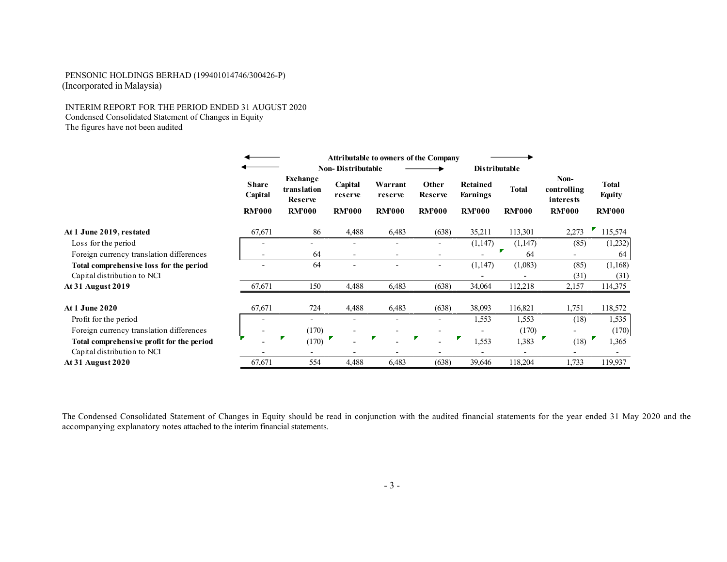PENSONIC HOLDINGS BERHAD (199401014746/300426-P)
(Incorporated in Malaysia)

INTERIM REPORT FOR THE PERIOD ENDED 31 AUGUST 2020
Condensed Consolidated Statement of Changes in Equity
The figures have not been audited

| | Attributable to owners of the Company | | | | | | | | |
|---|---|---|---|---|---|---|---|---|---|
| | Non- Distributable | | | | | Distributable | | | |
| | Share Capital | Exchange translation Reserve | Capital reserve | Warrant reserve | Other Reserve | Retained Earnings | Total | Non-controlling interests | Total Equity |
| | RM'000 | RM'000 | RM'000 | RM'000 | RM'000 | RM'000 | RM'000 | RM'000 | RM'000 |
| **At 1 June 2019, restated** | 67,671 | 86 | 4,488 | 6,483 | (638) | 35,211 | 113,301 | 2,273 | 115,574 |
| Loss for the period | - | - | - | - | - | (1,147) | (1,147) | (85) | (1,232) |
| Foreign currency translation differences | - | 64 | - | - | - | - | 64 | - | 64 |
| **Total comprehensive loss for the period** | - | 64 | - | - | - | (1,147) | (1,083) | (85) | (1,168) |
| Capital distribution to NCI | | | | | | - | - | (31) | (31) |
| **At 31 August 2019** | 67,671 | 150 | 4,488 | 6,483 | (638) | 34,064 | 112,218 | 2,157 | 114,375 |
| | | | | | | | | | |
| **At 1 June 2020** | 67,671 | 724 | 4,488 | 6,483 | (638) | 38,093 | 116,821 | 1,751 | 118,572 |
| Profit for the period | - | - | - | - | - | 1,553 | 1,553 | (18) | 1,535 |
| Foreign currency translation differences | - | (170) | - | - | - | - | (170) | - | (170) |
| **Total comprehensive profit for the period** | - | (170) | - | - | - | 1,553 | 1,383 | (18) | 1,365 |
| Capital distribution to NCI | - | - | - | - | - | - | - | - | - |
| **At 31 August 2020** | 67,671 | 554 | 4,488 | 6,483 | (638) | 39,646 | 118,204 | 1,733 | 119,937 |

The Condensed Consolidated Statement of Changes in Equity should be read in conjunction with the audited financial statements for the year ended 31 May 2020 and the accompanying explanatory notes attached to the interim financial statements.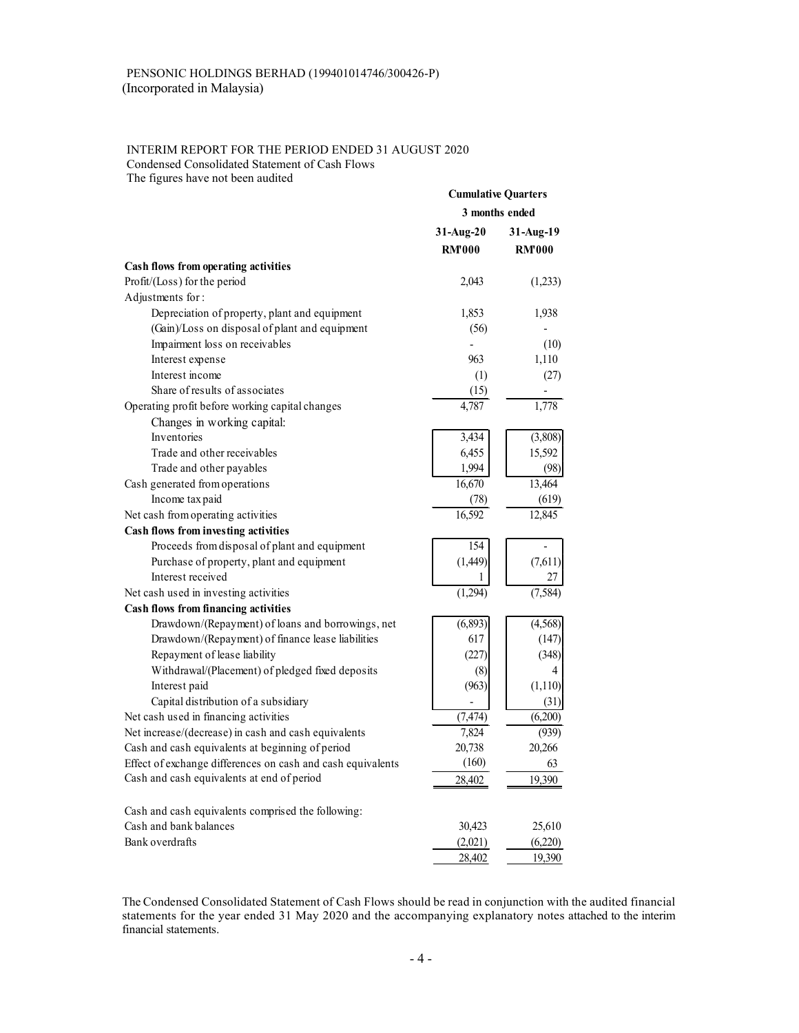PENSONIC HOLDINGS BERHAD (199401014746/300426-P)
(Incorporated in Malaysia)

INTERIM REPORT FOR THE PERIOD ENDED 31 AUGUST 2020
Condensed Consolidated Statement of Cash Flows
The figures have not been audited

| | Cumulative Quarters | |
|---|---|---|
| | 3 months ended | |
| | 31-Aug-20 | 31-Aug-19 |
| | RM'000 | RM'000 |
| **Cash flows from operating activities** | | |
| Profit/(Loss) for the period | 2,043 | (1,233) |
| Adjustments for : | | |
| Depreciation of property, plant and equipment | 1,853 | 1,938 |
| (Gain)/Loss on disposal of plant and equipment | (56) | - |
| Impairment loss on receivables | - | (10) |
| Interest expense | 963 | 1,110 |
| Interest income | (1) | (27) |
| Share of results of associates | (15) | - |
| Operating profit before working capital changes | 4,787 | 1,778 |
| Changes in working capital: | | |
| Inventories | 3,434 | (3,808) |
| Trade and other receivables | 6,455 | 15,592 |
| Trade and other payables | 1,994 | (98) |
| Cash generated from operations | 16,670 | 13,464 |
| Income tax paid | (78) | (619) |
| Net cash from operating activities | 16,592 | 12,845 |
| **Cash flows from investing activities** | | |
| Proceeds from disposal of plant and equipment | 154 | - |
| Purchase of property, plant and equipment | (1,449) | (7,611) |
| Interest received | 1 | 27 |
| Net cash used in investing activities | (1,294) | (7,584) |
| **Cash flows from financing activities** | | |
| Drawdown/(Repayment) of loans and borrowings, net | (6,893) | (4,568) |
| Drawdown/(Repayment) of finance lease liabilities | 617 | (147) |
| Repayment of lease liability | (227) | (348) |
| Withdrawal/(Placement) of pledged fixed deposits | (8) | 4 |
| Interest paid | (963) | (1,110) |
| Capital distribution of a subsidiary | - | (31) |
| Net cash used in financing activities | (7,474) | (6,200) |
| Net increase/(decrease) in cash and cash equivalents | 7,824 | (939) |
| Cash and cash equivalents at beginning of period | 20,738 | 20,266 |
| Effect of exchange differences on cash and cash equivalents | (160) | 63 |
| Cash and cash equivalents at end of period | 28,402 | 19,390 |
| | | |
| Cash and cash equivalents comprised the following: | | |
| Cash and bank balances | 30,423 | 25,610 |
| Bank overdrafts | (2,021) | (6,220) |
| | 28,402 | 19,390 |

The Condensed Consolidated Statement of Cash Flows should be read in conjunction with the audited financial statements for the year ended 31 May 2020 and the accompanying explanatory notes attached to the interim financial statements.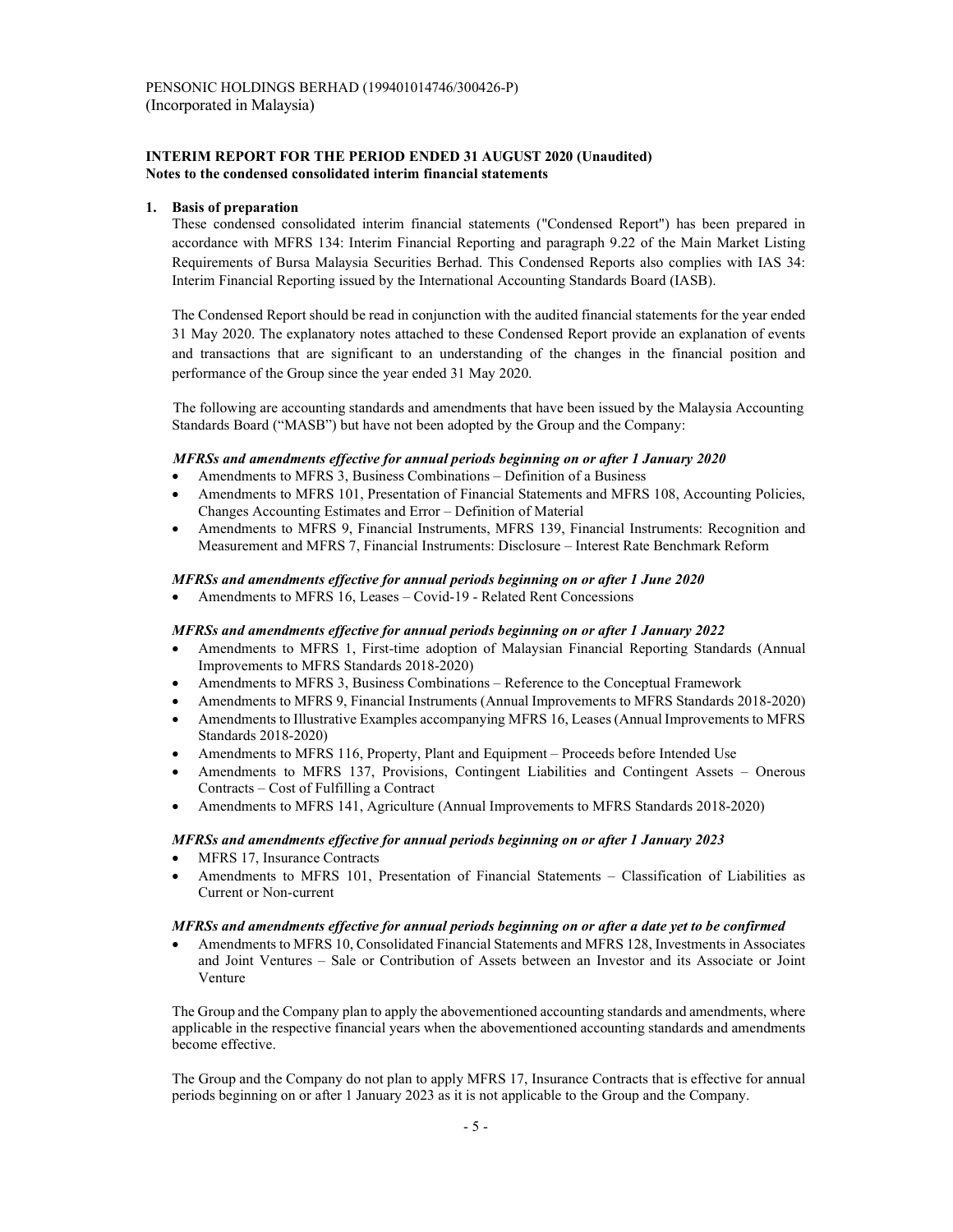PENSONIC HOLDINGS BERHAD (199401014746/300426-P)
(Incorporated in Malaysia)

**INTERIM REPORT FOR THE PERIOD ENDED 31 AUGUST 2020 (Unaudited)**
**Notes to the condensed consolidated interim financial statements**

**1. Basis of preparation**

These condensed consolidated interim financial statements ("Condensed Report") has been prepared in accordance with MFRS 134: Interim Financial Reporting and paragraph 9.22 of the Main Market Listing Requirements of Bursa Malaysia Securities Berhad. This Condensed Reports also complies with IAS 34: Interim Financial Reporting issued by the International Accounting Standards Board (IASB).

The Condensed Report should be read in conjunction with the audited financial statements for the year ended 31 May 2020. The explanatory notes attached to these Condensed Report provide an explanation of events and transactions that are significant to an understanding of the changes in the financial position and performance of the Group since the year ended 31 May 2020.

The following are accounting standards and amendments that have been issued by the Malaysia Accounting Standards Board ("MASB") but have not been adopted by the Group and the Company:

***MFRSs and amendments effective for annual periods beginning on or after 1 January 2020***

- Amendments to MFRS 3, Business Combinations – Definition of a Business
- Amendments to MFRS 101, Presentation of Financial Statements and MFRS 108, Accounting Policies, Changes Accounting Estimates and Error – Definition of Material
- Amendments to MFRS 9, Financial Instruments, MFRS 139, Financial Instruments: Recognition and Measurement and MFRS 7, Financial Instruments: Disclosure – Interest Rate Benchmark Reform

***MFRSs and amendments effective for annual periods beginning on or after 1 June 2020***

- Amendments to MFRS 16, Leases – Covid-19 - Related Rent Concessions

***MFRSs and amendments effective for annual periods beginning on or after 1 January 2022***

- Amendments to MFRS 1, First-time adoption of Malaysian Financial Reporting Standards (Annual Improvements to MFRS Standards 2018-2020)
- Amendments to MFRS 3, Business Combinations – Reference to the Conceptual Framework
- Amendments to MFRS 9, Financial Instruments (Annual Improvements to MFRS Standards 2018-2020)
- Amendments to Illustrative Examples accompanying MFRS 16, Leases (Annual Improvements to MFRS Standards 2018-2020)
- Amendments to MFRS 116, Property, Plant and Equipment – Proceeds before Intended Use
- Amendments to MFRS 137, Provisions, Contingent Liabilities and Contingent Assets – Onerous Contracts – Cost of Fulfilling a Contract
- Amendments to MFRS 141, Agriculture (Annual Improvements to MFRS Standards 2018-2020)

***MFRSs and amendments effective for annual periods beginning on or after 1 January 2023***

- MFRS 17, Insurance Contracts
- Amendments to MFRS 101, Presentation of Financial Statements – Classification of Liabilities as Current or Non-current

***MFRSs and amendments effective for annual periods beginning on or after a date yet to be confirmed***

- Amendments to MFRS 10, Consolidated Financial Statements and MFRS 128, Investments in Associates and Joint Ventures – Sale or Contribution of Assets between an Investor and its Associate or Joint Venture

The Group and the Company plan to apply the abovementioned accounting standards and amendments, where applicable in the respective financial years when the abovementioned accounting standards and amendments become effective.

The Group and the Company do not plan to apply MFRS 17, Insurance Contracts that is effective for annual periods beginning on or after 1 January 2023 as it is not applicable to the Group and the Company.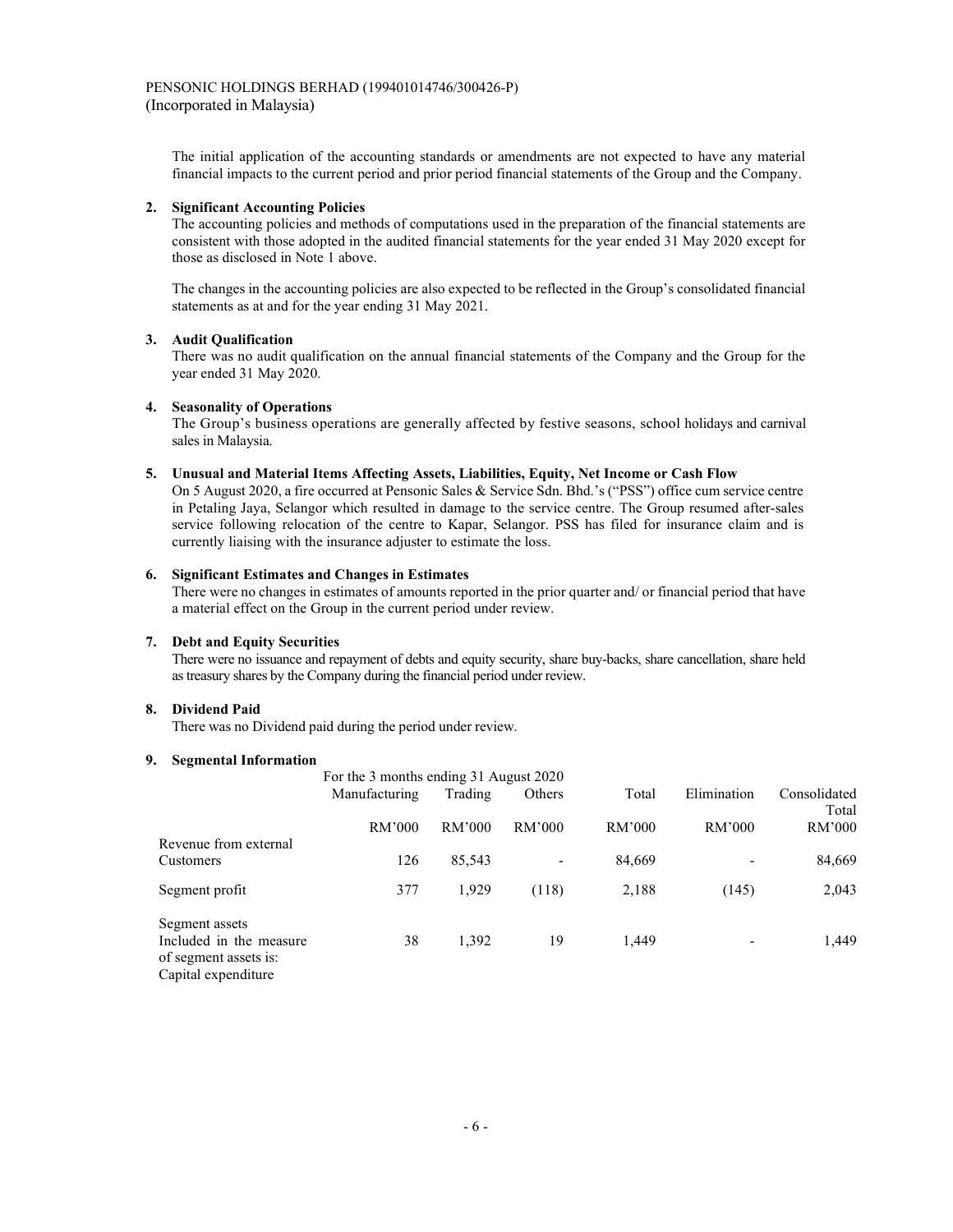PENSONIC HOLDINGS BERHAD (199401014746/300426-P)
(Incorporated in Malaysia)

The initial application of the accounting standards or amendments are not expected to have any material financial impacts to the current period and prior period financial statements of the Group and the Company.

**2. Significant Accounting Policies**

The accounting policies and methods of computations used in the preparation of the financial statements are consistent with those adopted in the audited financial statements for the year ended 31 May 2020 except for those as disclosed in Note 1 above.

The changes in the accounting policies are also expected to be reflected in the Group's consolidated financial statements as at and for the year ending 31 May 2021.

**3. Audit Qualification**

There was no audit qualification on the annual financial statements of the Company and the Group for the year ended 31 May 2020.

**4. Seasonality of Operations**

The Group's business operations are generally affected by festive seasons, school holidays and carnival sales in Malaysia.

**5. Unusual and Material Items Affecting Assets, Liabilities, Equity, Net Income or Cash Flow**

On 5 August 2020, a fire occurred at Pensonic Sales & Service Sdn. Bhd.'s ("PSS") office cum service centre in Petaling Jaya, Selangor which resulted in damage to the service centre. The Group resumed after-sales service following relocation of the centre to Kapar, Selangor. PSS has filed for insurance claim and is currently liaising with the insurance adjuster to estimate the loss.

**6. Significant Estimates and Changes in Estimates**

There were no changes in estimates of amounts reported in the prior quarter and/ or financial period that have a material effect on the Group in the current period under review.

**7. Debt and Equity Securities**

There were no issuance and repayment of debts and equity security, share buy-backs, share cancellation, share held as treasury shares by the Company during the financial period under review.

**8. Dividend Paid**

There was no Dividend paid during the period under review.

**9. Segmental Information**

For the 3 months ending 31 August 2020

| | Manufacturing | Trading | Others | Total | Elimination | Consolidated Total |
|---|---|---|---|---|---|---|
| | RM'000 | RM'000 | RM'000 | RM'000 | RM'000 | RM'000 |
| Revenue from external Customers | 126 | 85,543 | - | 84,669 | - | 84,669 |
| Segment profit | 377 | 1,929 | (118) | 2,188 | (145) | 2,043 |
| Segment assets Included in the measure of segment assets is: Capital expenditure | 38 | 1,392 | 19 | 1,449 | - | 1,449 |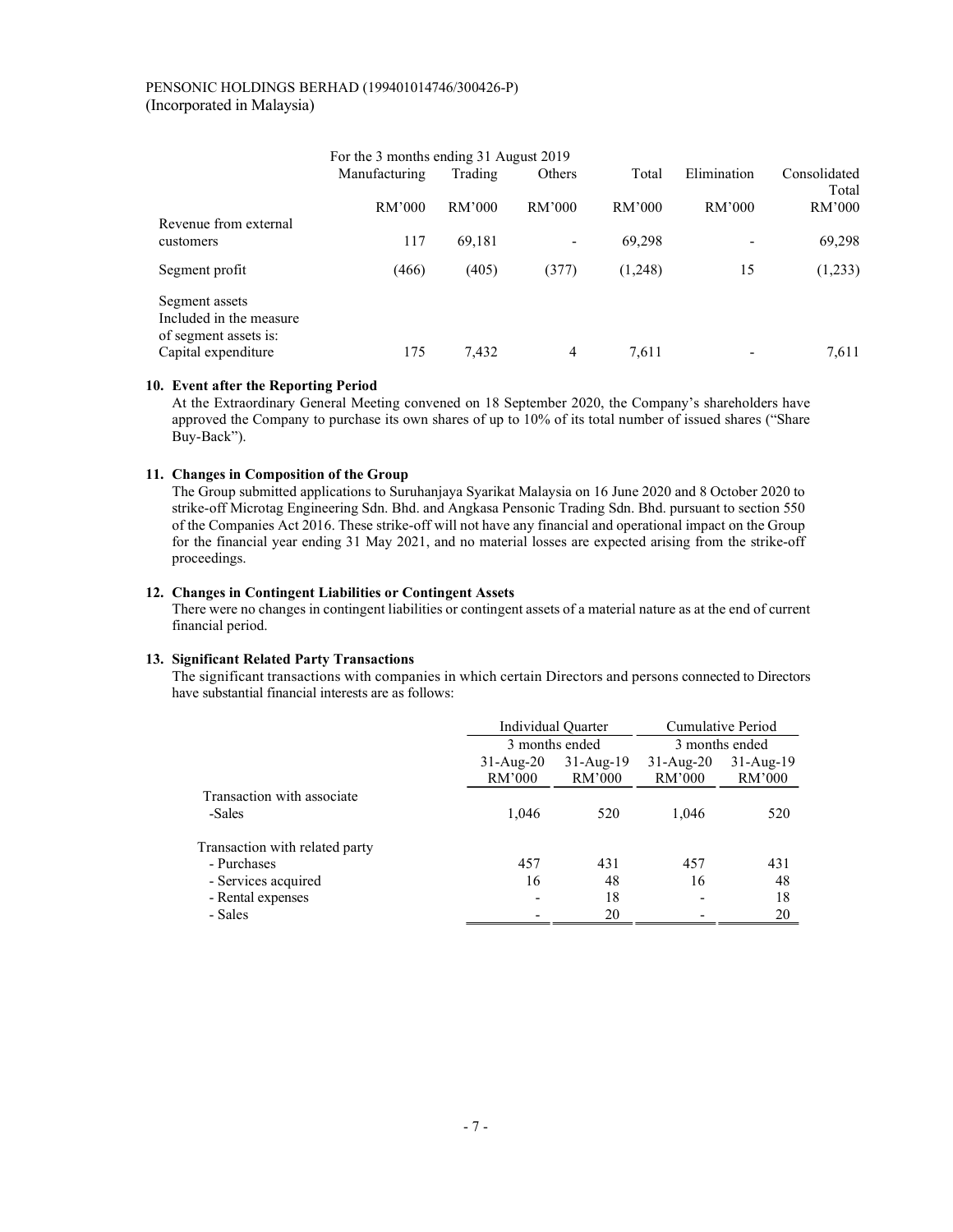PENSONIC HOLDINGS BERHAD (199401014746/300426-P)
(Incorporated in Malaysia)

| For the 3 months ending 31 August 2019 | Manufacturing | Trading | Others | Total | Elimination | Consolidated Total |
|---|---|---|---|---|---|---|
| | RM'000 | RM'000 | RM'000 | RM'000 | RM'000 | RM'000 |
| Revenue from external customers | 117 | 69,181 | - | 69,298 | - | 69,298 |
| Segment profit | (466) | (405) | (377) | (1,248) | 15 | (1,233) |
| Segment assets Included in the measure of segment assets is: Capital expenditure | 175 | 7,432 | 4 | 7,611 | - | 7,611 |

**10. Event after the Reporting Period**

At the Extraordinary General Meeting convened on 18 September 2020, the Company's shareholders have approved the Company to purchase its own shares of up to 10% of its total number of issued shares ("Share Buy-Back").

**11. Changes in Composition of the Group**

The Group submitted applications to Suruhanjaya Syarikat Malaysia on 16 June 2020 and 8 October 2020 to strike-off Microtag Engineering Sdn. Bhd. and Angkasa Pensonic Trading Sdn. Bhd. pursuant to section 550 of the Companies Act 2016. These strike-off will not have any financial and operational impact on the Group for the financial year ending 31 May 2021, and no material losses are expected arising from the strike-off proceedings.

**12. Changes in Contingent Liabilities or Contingent Assets**

There were no changes in contingent liabilities or contingent assets of a material nature as at the end of current financial period.

**13. Significant Related Party Transactions**

The significant transactions with companies in which certain Directors and persons connected to Directors have substantial financial interests are as follows:

| | Individual Quarter | | Cumulative Period | |
|---|---|---|---|---|
| | 3 months ended | | 3 months ended | |
| | 31-Aug-20 RM'000 | 31-Aug-19 RM'000 | 31-Aug-20 RM'000 | 31-Aug-19 RM'000 |
| Transaction with associate | | | | |
| -Sales | 1,046 | 520 | 1,046 | 520 |
| Transaction with related party | | | | |
| - Purchases | 457 | 431 | 457 | 431 |
| - Services acquired | 16 | 48 | 16 | 48 |
| - Rental expenses | - | 18 | - | 18 |
| - Sales | - | 20 | - | 20 |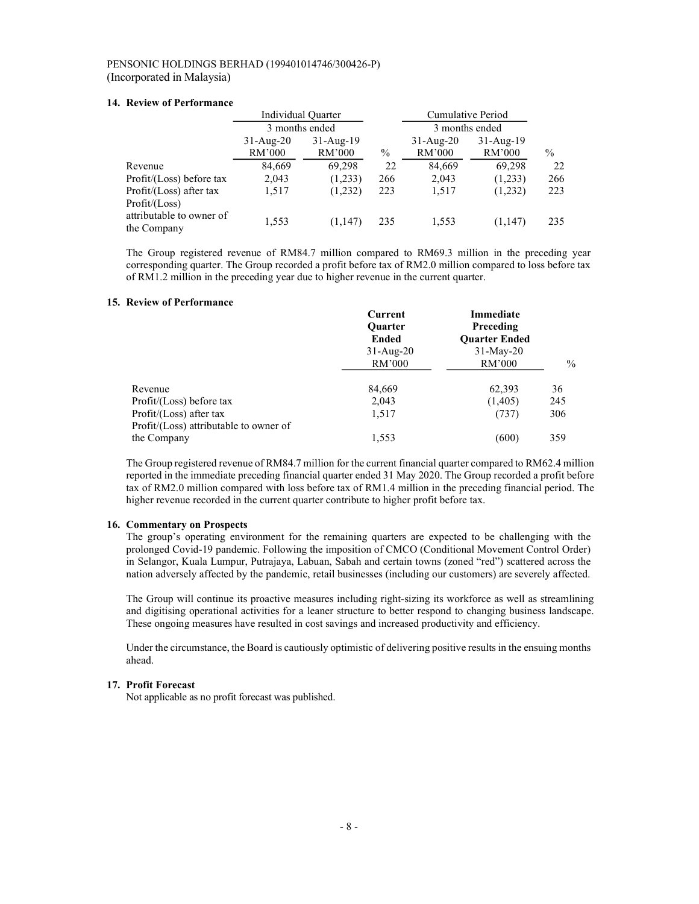PENSONIC HOLDINGS BERHAD (199401014746/300426-P)
(Incorporated in Malaysia)

## 14. Review of Performance

| | Individual Quarter | | | Cumulative Period | | |
|---|---|---|---|---|---|---|
| | 3 months ended | | | 3 months ended | | |
| | 31-Aug-20 RM'000 | 31-Aug-19 RM'000 | % | 31-Aug-20 RM'000 | 31-Aug-19 RM'000 | % |
| Revenue | 84,669 | 69,298 | 22 | 84,669 | 69,298 | 22 |
| Profit/(Loss) before tax | 2,043 | (1,233) | 266 | 2,043 | (1,233) | 266 |
| Profit/(Loss) after tax | 1,517 | (1,232) | 223 | 1,517 | (1,232) | 223 |
| Profit/(Loss) attributable to owner of the Company | 1,553 | (1,147) | 235 | 1,553 | (1,147) | 235 |

The Group registered revenue of RM84.7 million compared to RM69.3 million in the preceding year corresponding quarter. The Group recorded a profit before tax of RM2.0 million compared to loss before tax of RM1.2 million in the preceding year due to higher revenue in the current quarter.

## 15. Review of Performance

| | **Current Quarter Ended** 31-Aug-20 RM'000 | **Immediate Preceding Quarter Ended** 31-May-20 RM'000 | % |
|---|---|---|---|
| Revenue | 84,669 | 62,393 | 36 |
| Profit/(Loss) before tax | 2,043 | (1,405) | 245 |
| Profit/(Loss) after tax | 1,517 | (737) | 306 |
| Profit/(Loss) attributable to owner of the Company | 1,553 | (600) | 359 |

The Group registered revenue of RM84.7 million for the current financial quarter compared to RM62.4 million reported in the immediate preceding financial quarter ended 31 May 2020. The Group recorded a profit before tax of RM2.0 million compared with loss before tax of RM1.4 million in the preceding financial period. The higher revenue recorded in the current quarter contribute to higher profit before tax.

## 16. Commentary on Prospects

The group's operating environment for the remaining quarters are expected to be challenging with the prolonged Covid-19 pandemic. Following the imposition of CMCO (Conditional Movement Control Order) in Selangor, Kuala Lumpur, Putrajaya, Labuan, Sabah and certain towns (zoned "red") scattered across the nation adversely affected by the pandemic, retail businesses (including our customers) are severely affected.

The Group will continue its proactive measures including right-sizing its workforce as well as streamlining and digitising operational activities for a leaner structure to better respond to changing business landscape. These ongoing measures have resulted in cost savings and increased productivity and efficiency.

Under the circumstance, the Board is cautiously optimistic of delivering positive results in the ensuing months ahead.

## 17. Profit Forecast

Not applicable as no profit forecast was published.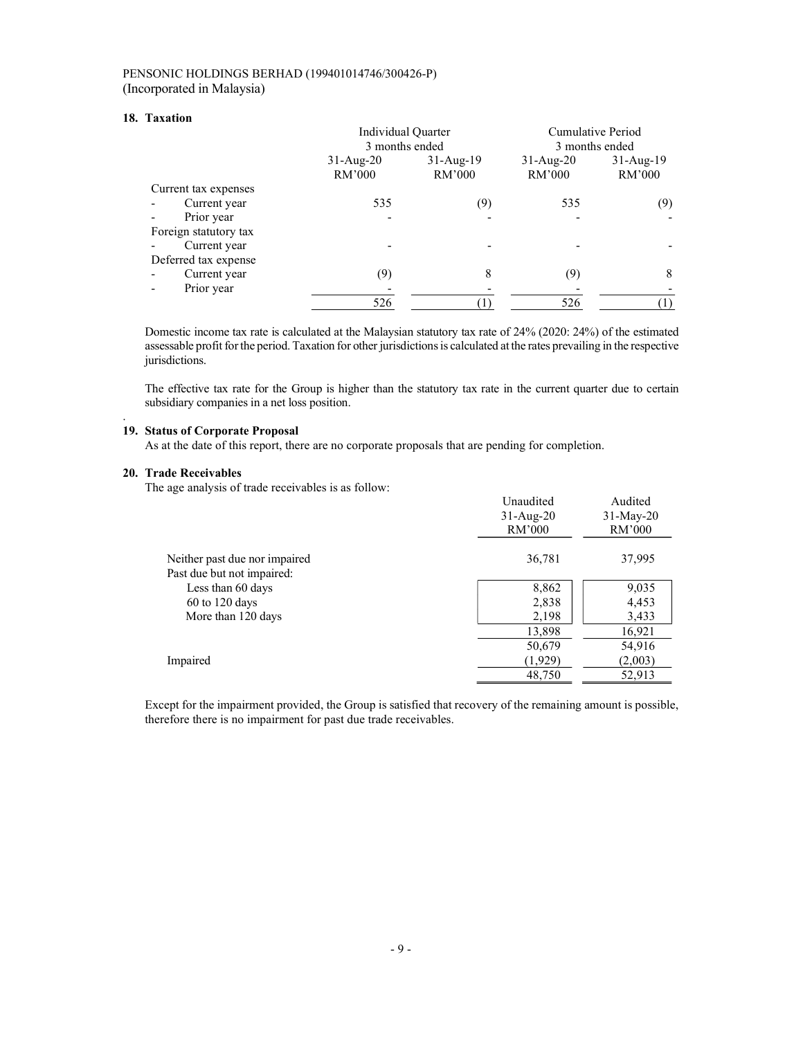PENSONIC HOLDINGS BERHAD (199401014746/300426-P)
(Incorporated in Malaysia)

## 18. Taxation

| | Individual Quarter | | Cumulative Period | |
|---|---|---|---|---|
| | 3 months ended | | 3 months ended | |
| | 31-Aug-20 | 31-Aug-19 | 31-Aug-20 | 31-Aug-19 |
| | RM'000 | RM'000 | RM'000 | RM'000 |
| Current tax expenses | | | | |
| - Current year | 535 | (9) | 535 | (9) |
| - Prior year | - | - | - | - |
| Foreign statutory tax | | | | |
| - Current year | - | - | - | - |
| Deferred tax expense | | | | |
| - Current year | (9) | 8 | (9) | 8 |
| - Prior year | - | - | - | - |
| | 526 | (1) | 526 | (1) |

Domestic income tax rate is calculated at the Malaysian statutory tax rate of 24% (2020: 24%) of the estimated assessable profit for the period. Taxation for other jurisdictions is calculated at the rates prevailing in the respective jurisdictions.

The effective tax rate for the Group is higher than the statutory tax rate in the current quarter due to certain subsidiary companies in a net loss position.

## 19. Status of Corporate Proposal

As at the date of this report, there are no corporate proposals that are pending for completion.

## 20. Trade Receivables

The age analysis of trade receivables is as follow:

| | Unaudited 31-Aug-20 RM'000 | Audited 31-May-20 RM'000 |
|---|---|---|
| Neither past due nor impaired | 36,781 | 37,995 |
| Past due but not impaired: | | |
| Less than 60 days | 8,862 | 9,035 |
| 60 to 120 days | 2,838 | 4,453 |
| More than 120 days | 2,198 | 3,433 |
| | 13,898 | 16,921 |
| | 50,679 | 54,916 |
| Impaired | (1,929) | (2,003) |
| | 48,750 | 52,913 |

Except for the impairment provided, the Group is satisfied that recovery of the remaining amount is possible, therefore there is no impairment for past due trade receivables.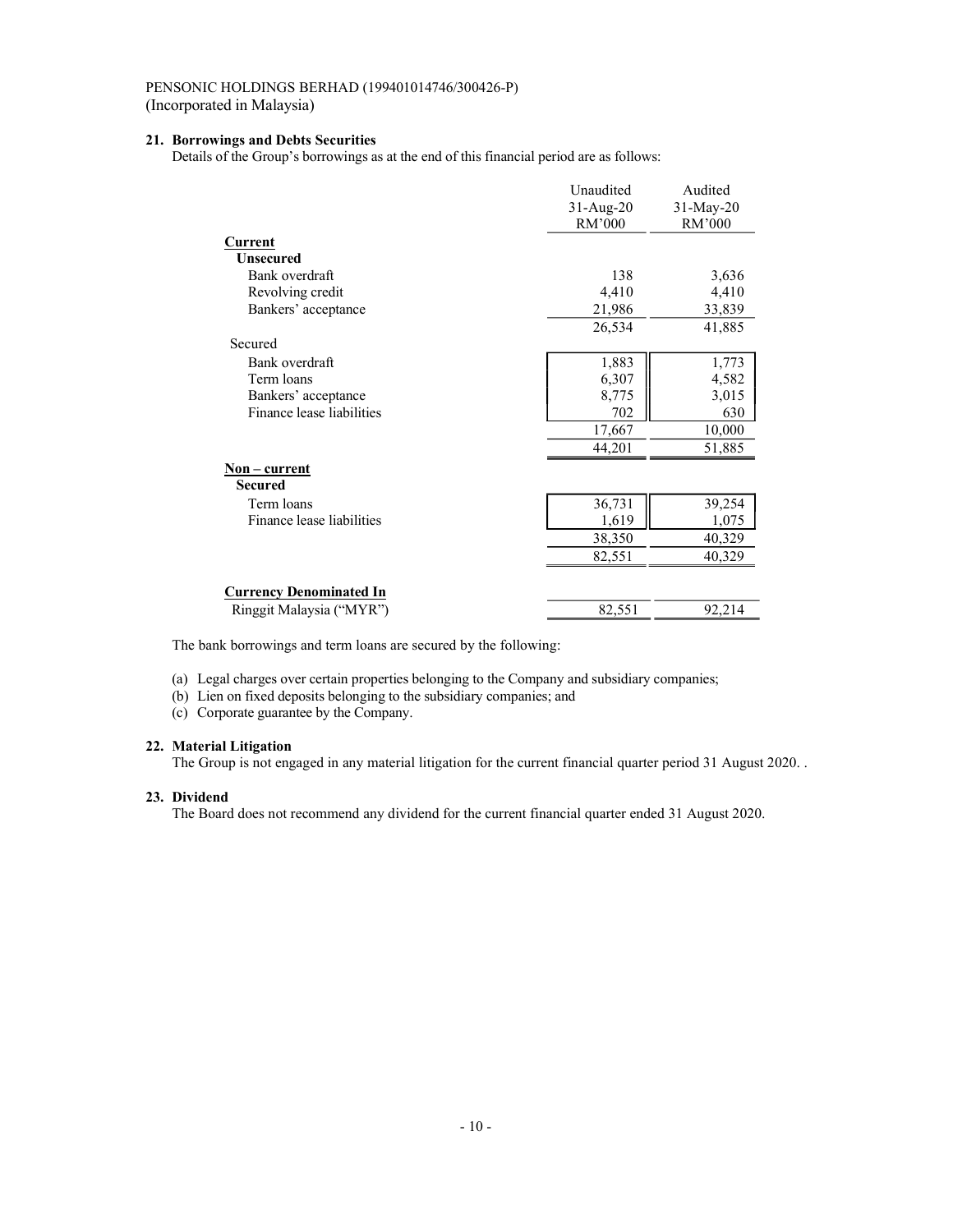PENSONIC HOLDINGS BERHAD (199401014746/300426-P)
(Incorporated in Malaysia)

### 21. Borrowings and Debts Securities

Details of the Group's borrowings as at the end of this financial period are as follows:

| | Unaudited 31-Aug-20 RM'000 | Audited 31-May-20 RM'000 |
|---|---|---|
| **Current** | | |
| **Unsecured** | | |
| Bank overdraft | 138 | 3,636 |
| Revolving credit | 4,410 | 4,410 |
| Bankers' acceptance | 21,986 | 33,839 |
| | 26,534 | 41,885 |
| Secured | | |
| Bank overdraft | 1,883 | 1,773 |
| Term loans | 6,307 | 4,582 |
| Bankers' acceptance | 8,775 | 3,015 |
| Finance lease liabilities | 702 | 630 |
| | 17,667 | 10,000 |
| | 44,201 | 51,885 |
| **Non – current** | | |
| **Secured** | | |
| Term loans | 36,731 | 39,254 |
| Finance lease liabilities | 1,619 | 1,075 |
| | 38,350 | 40,329 |
| | 82,551 | 40,329 |
| **Currency Denominated In** | | |
| Ringgit Malaysia ("MYR") | 82,551 | 92,214 |

The bank borrowings and term loans are secured by the following:

(a) Legal charges over certain properties belonging to the Company and subsidiary companies;
(b) Lien on fixed deposits belonging to the subsidiary companies; and
(c) Corporate guarantee by the Company.

### 22. Material Litigation

The Group is not engaged in any material litigation for the current financial quarter period 31 August 2020. .

### 23. Dividend

The Board does not recommend any dividend for the current financial quarter ended 31 August 2020.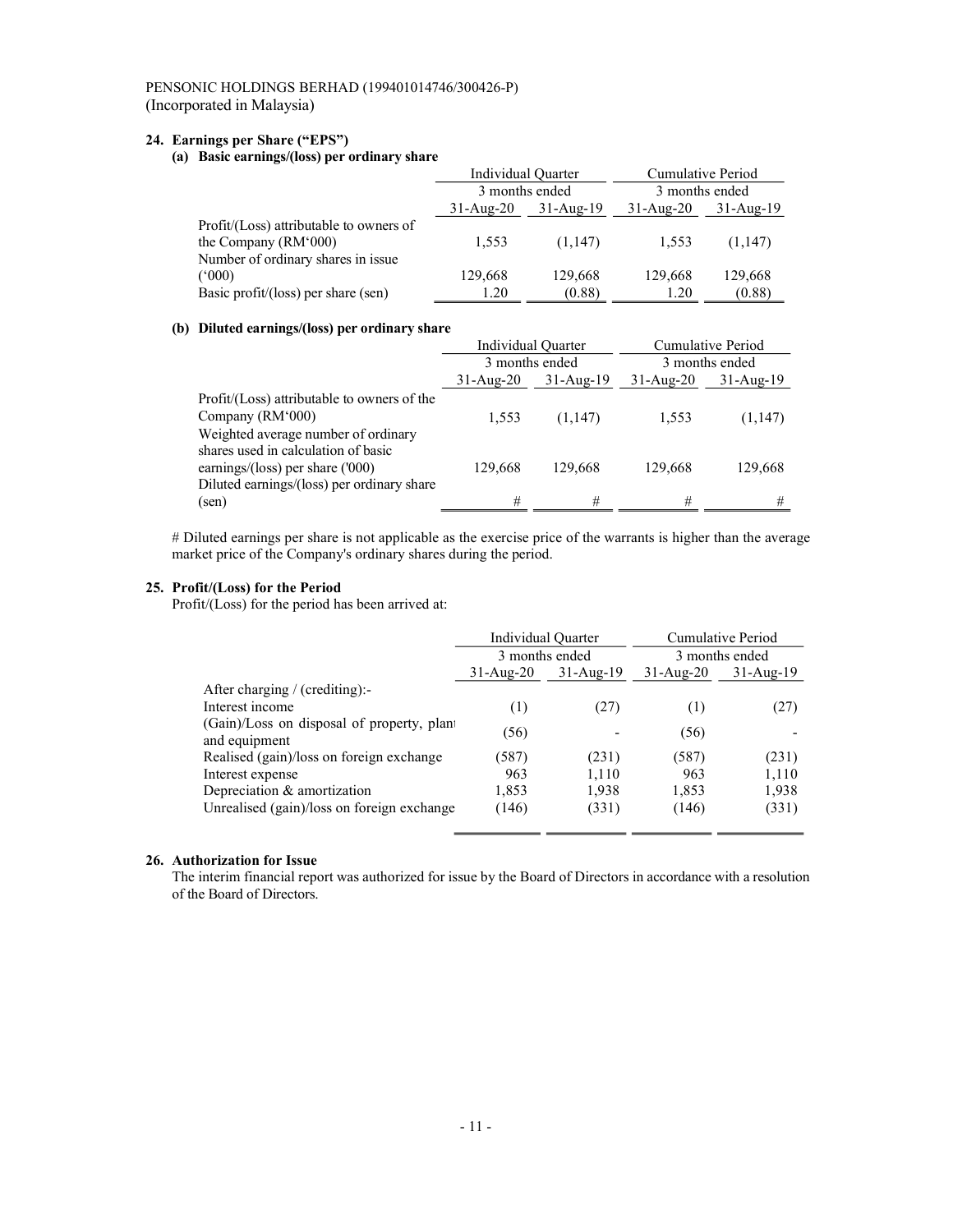PENSONIC HOLDINGS BERHAD (199401014746/300426-P)
(Incorporated in Malaysia)

## 24. Earnings per Share ("EPS")

### (a) Basic earnings/(loss) per ordinary share

| | Individual Quarter | | Cumulative Period | |
|---|---|---|---|---|
| | 3 months ended | | 3 months ended | |
| | 31-Aug-20 | 31-Aug-19 | 31-Aug-20 | 31-Aug-19 |
| Profit/(Loss) attributable to owners of the Company (RM'000) | 1,553 | (1,147) | 1,553 | (1,147) |
| Number of ordinary shares in issue ('000) | 129,668 | 129,668 | 129,668 | 129,668 |
| Basic profit/(loss) per share (sen) | 1.20 | (0.88) | 1.20 | (0.88) |

### (b) Diluted earnings/(loss) per ordinary share

| | Individual Quarter | | Cumulative Period | |
|---|---|---|---|---|
| | 3 months ended | | 3 months ended | |
| | 31-Aug-20 | 31-Aug-19 | 31-Aug-20 | 31-Aug-19 |
| Profit/(Loss) attributable to owners of the Company (RM'000) | 1,553 | (1,147) | 1,553 | (1,147) |
| Weighted average number of ordinary shares used in calculation of basic earnings/(loss) per share ('000) | 129,668 | 129,668 | 129,668 | 129,668 |
| Diluted earnings/(loss) per ordinary share (sen) | # | # | # | # |

# Diluted earnings per share is not applicable as the exercise price of the warrants is higher than the average market price of the Company's ordinary shares during the period.

## 25. Profit/(Loss) for the Period

Profit/(Loss) for the period has been arrived at:

| | Individual Quarter | | Cumulative Period | |
|---|---|---|---|---|
| | 3 months ended | | 3 months ended | |
| | 31-Aug-20 | 31-Aug-19 | 31-Aug-20 | 31-Aug-19 |
| After charging / (crediting):- | | | | |
| Interest income | (1) | (27) | (1) | (27) |
| (Gain)/Loss on disposal of property, plant and equipment | (56) | - | (56) | - |
| Realised (gain)/loss on foreign exchange | (587) | (231) | (587) | (231) |
| Interest expense | 963 | 1,110 | 963 | 1,110 |
| Depreciation & amortization | 1,853 | 1,938 | 1,853 | 1,938 |
| Unrealised (gain)/loss on foreign exchange | (146) | (331) | (146) | (331) |

## 26. Authorization for Issue

The interim financial report was authorized for issue by the Board of Directors in accordance with a resolution of the Board of Directors.